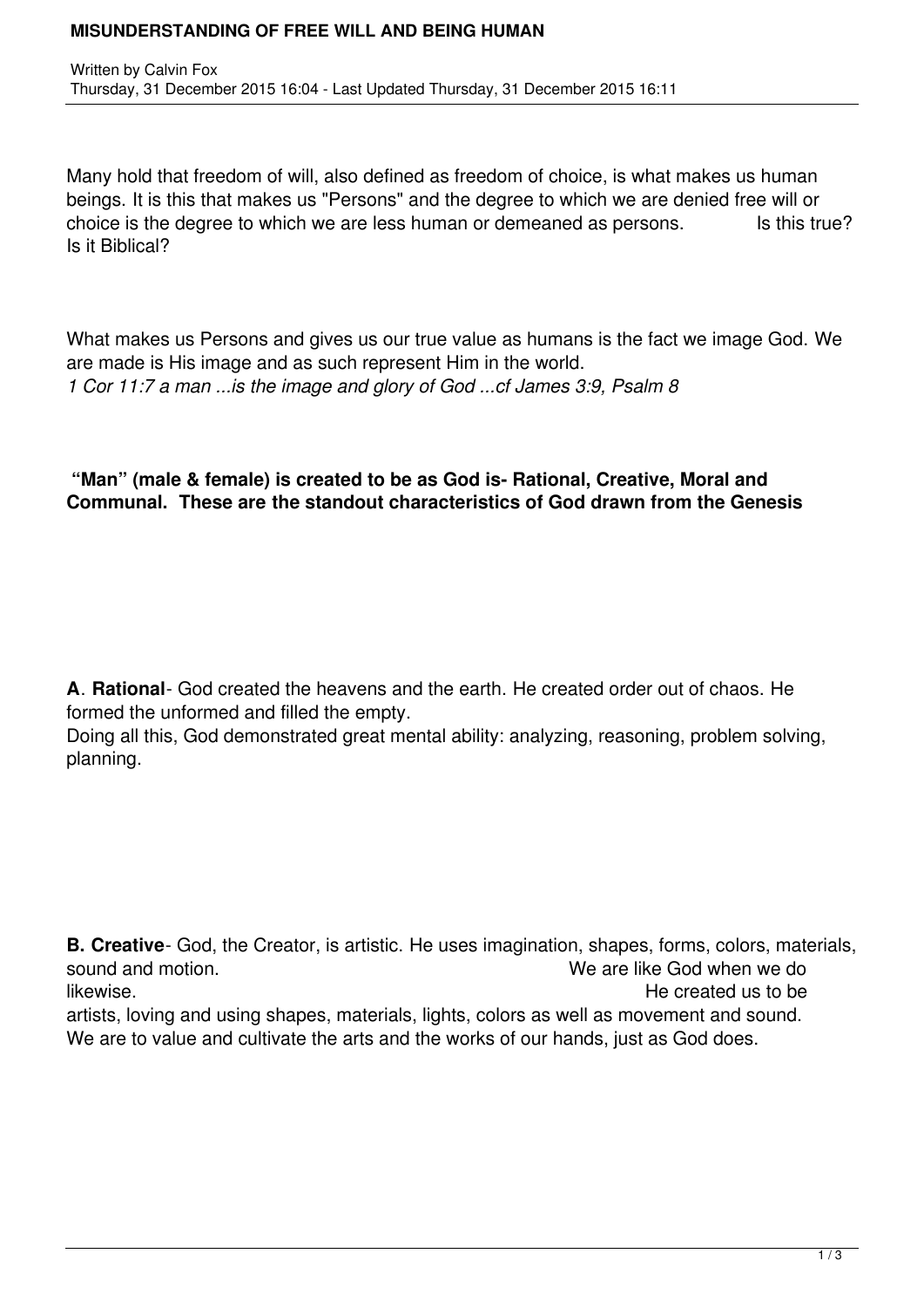# MISUNDERSTANDING OF FREE WILL AND BEING HUMAN

Written by Calvin Fox
Thursday, 31 December 2015 16:04 - Last Updated Thursday, 31 December 2015 16:11

Many hold that freedom of will, also defined as freedom of choice, is what makes us human beings. It is this that makes us "Persons" and the degree to which we are denied free will or choice is the degree to which we are less human or demeaned as persons. Is this true? Is it Biblical?

What makes us Persons and gives us our true value as humans is the fact we image God. We are made is His image and as such represent Him in the world.
*1 Cor 11:7 a man ...is the image and glory of God ...cf James 3:9, Psalm 8*

**"Man" (male & female) is created to be as God is- Rational, Creative, Moral and Communal. These are the standout characteristics of God drawn from the Genesis**

**A**. **Rational**- God created the heavens and the earth. He created order out of chaos. He formed the unformed and filled the empty.
Doing all this, God demonstrated great mental ability: analyzing, reasoning, problem solving, planning.

**B. Creative**- God, the Creator, is artistic. He uses imagination, shapes, forms, colors, materials, sound and motion. We are like God when we do likewise. He created us to be artists, loving and using shapes, materials, lights, colors as well as movement and sound. We are to value and cultivate the arts and the works of our hands, just as God does.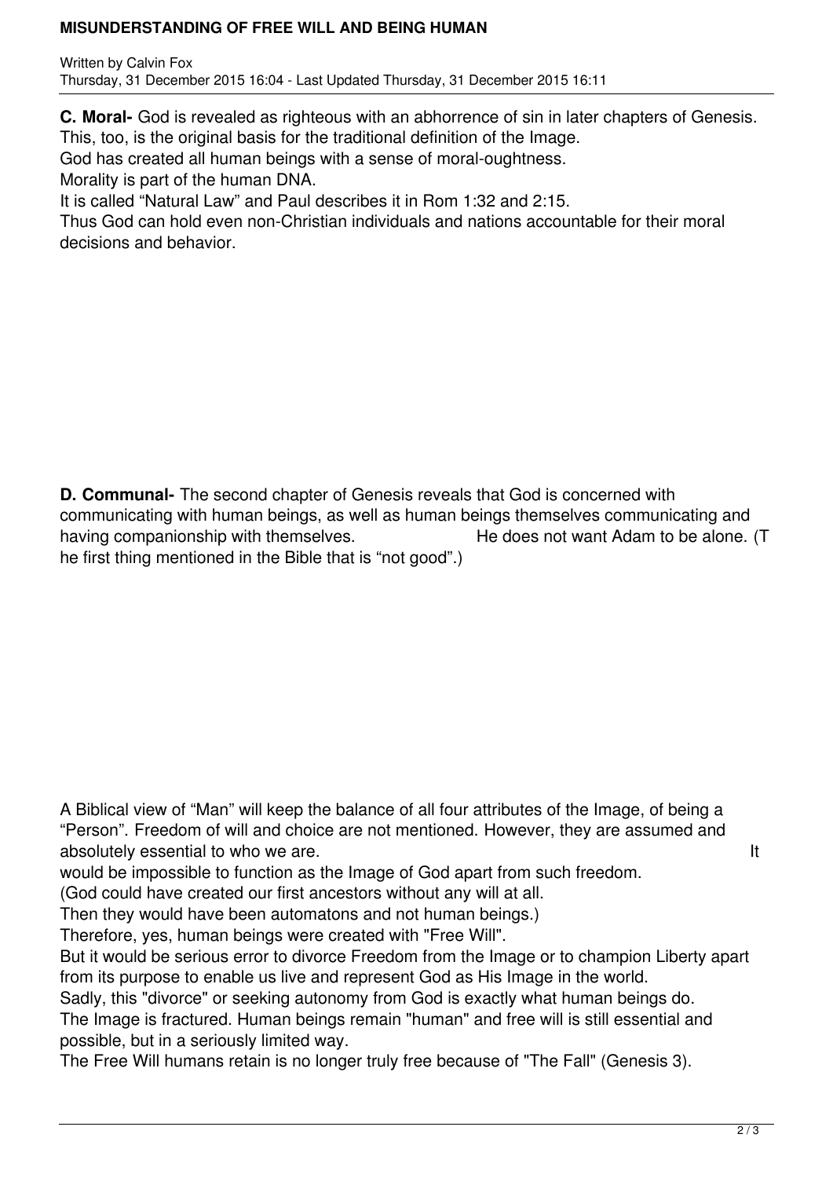**C. Moral-** God is revealed as righteous with an abhorrence of sin in later chapters of Genesis. This, too, is the original basis for the traditional definition of the Image.
God has created all human beings with a sense of moral-oughtness.
Morality is part of the human DNA.
It is called "Natural Law" and Paul describes it in Rom 1:32 and 2:15.
Thus God can hold even non-Christian individuals and nations accountable for their moral decisions and behavior.

**D. Communal-** The second chapter of Genesis reveals that God is concerned with communicating with human beings, as well as human beings themselves communicating and having companionship with themselves. He does not want Adam to be alone. (The first thing mentioned in the Bible that is "not good".)

A Biblical view of "Man" will keep the balance of all four attributes of the Image, of being a "Person". Freedom of will and choice are not mentioned. However, they are assumed and absolutely essential to who we are. It would be impossible to function as the Image of God apart from such freedom.
(God could have created our first ancestors without any will at all.
Then they would have been automatons and not human beings.)
Therefore, yes, human beings were created with "Free Will".
But it would be serious error to divorce Freedom from the Image or to champion Liberty apart from its purpose to enable us live and represent God as His Image in the world.
Sadly, this "divorce" or seeking autonomy from God is exactly what human beings do.
The Image is fractured. Human beings remain "human" and free will is still essential and possible, but in a seriously limited way.
The Free Will humans retain is no longer truly free because of "The Fall" (Genesis 3).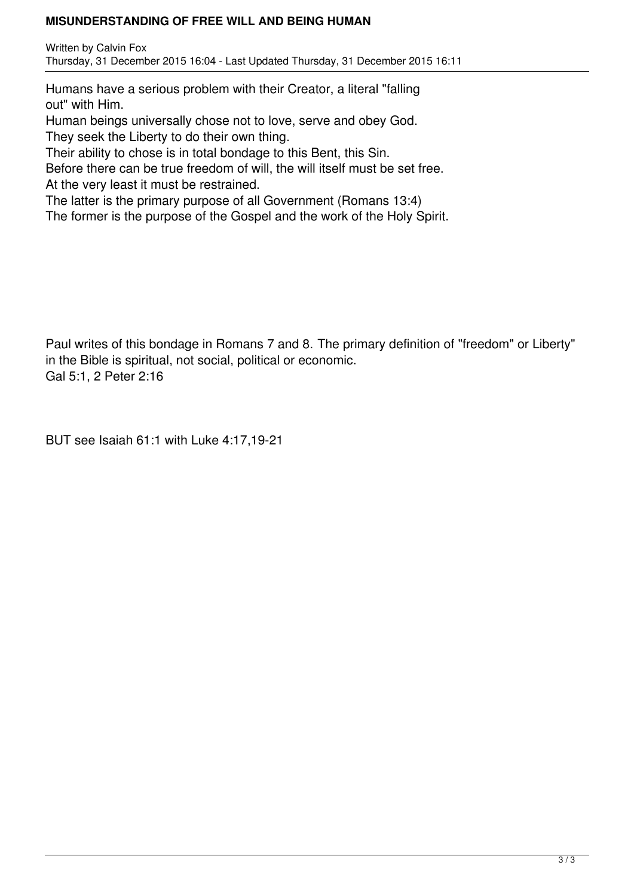Humans have a serious problem with their Creator, a literal "falling out" with Him.

Human beings universally chose not to love, serve and obey God.

They seek the Liberty to do their own thing.

Their ability to chose is in total bondage to this Bent, this Sin.

Before there can be true freedom of will, the will itself must be set free.

At the very least it must be restrained.

The latter is the primary purpose of all Government (Romans 13:4)

The former is the purpose of the Gospel and the work of the Holy Spirit.

Paul writes of this bondage in Romans 7 and 8. The primary definition of "freedom" or Liberty" in the Bible is spiritual, not social, political or economic.
Gal 5:1, 2 Peter 2:16

BUT see Isaiah 61:1 with Luke 4:17,19-21